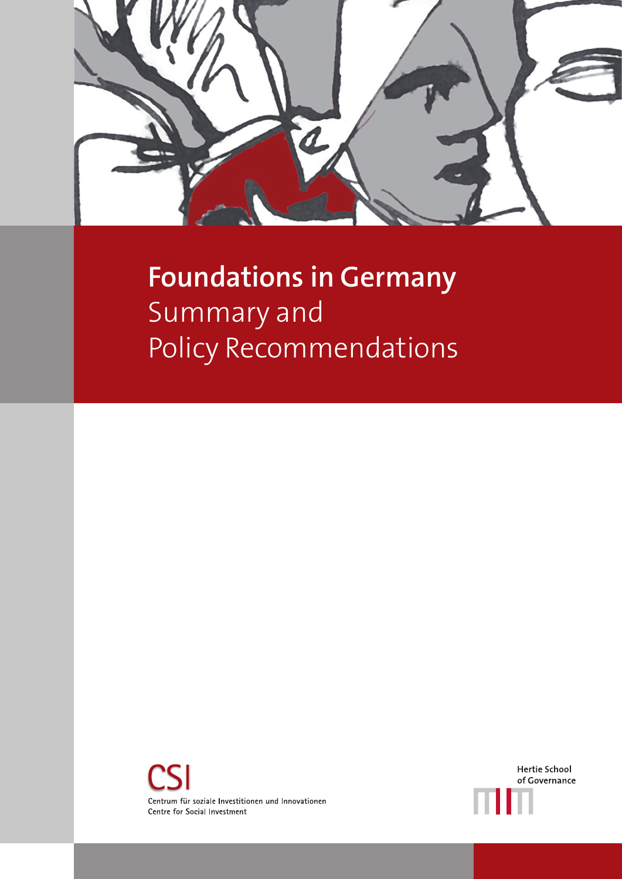# Foundations in Germany

Summary and
Policy Recommendations

CSI

Centrum für soziale Investitionen und Innovationen
Centre for Social Investment

Hertie School
of Governance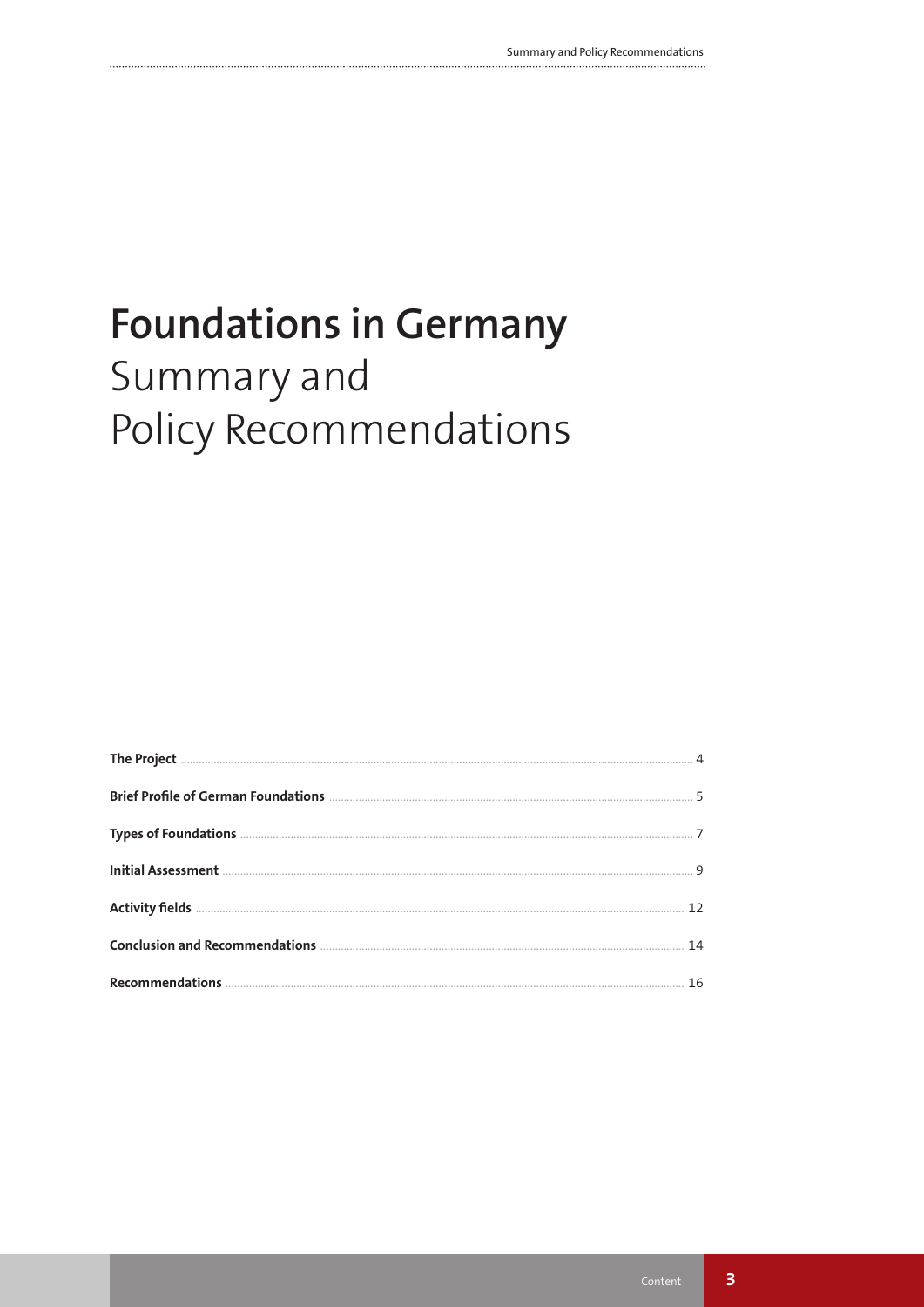# Foundations in Germany

Summary and Policy Recommendations

| | |
|---|---|
| **The Project** | 4 |
| **Brief Profile of German Foundations** | 5 |
| **Types of Foundations** | 7 |
| **Initial Assessment** | 9 |
| **Activity fields** | 12 |
| **Conclusion and Recommendations** | 14 |
| **Recommendations** | 16 |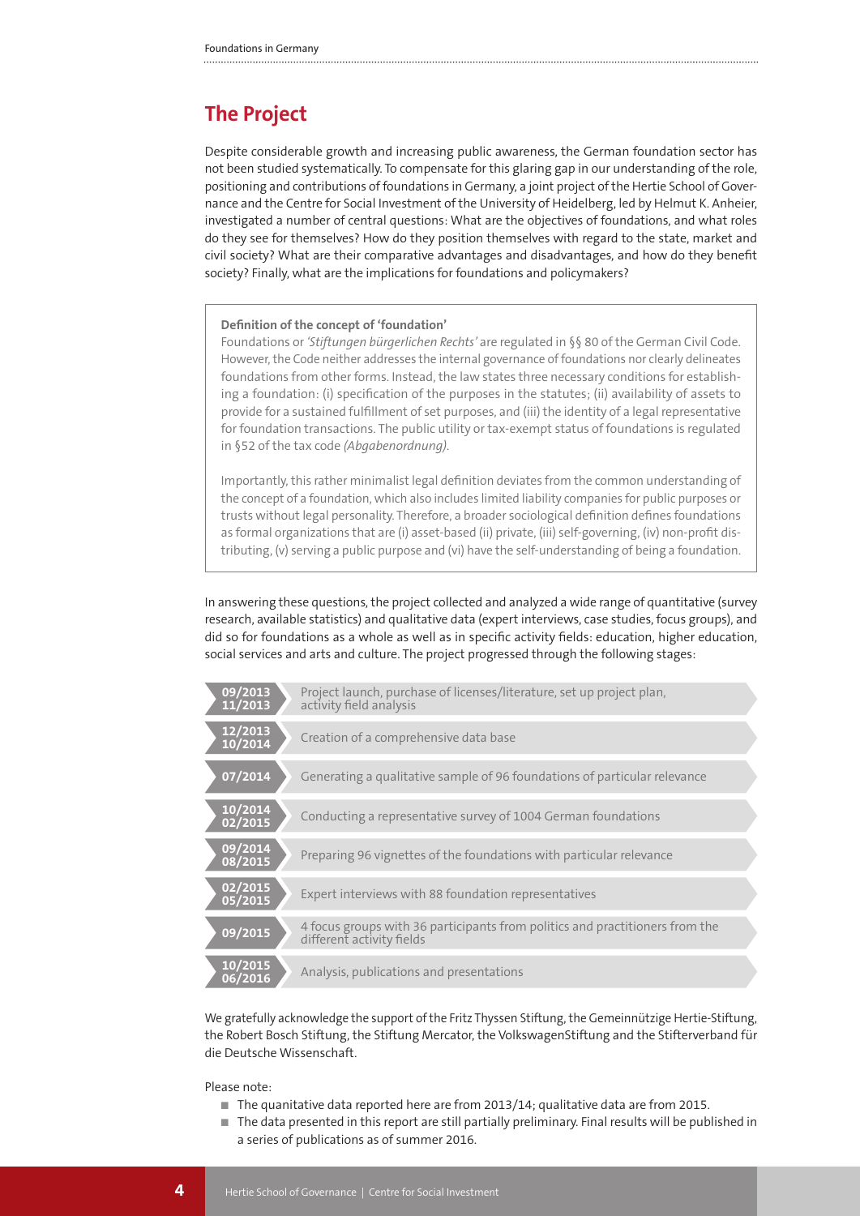# The Project

Despite considerable growth and increasing public awareness, the German foundation sector has not been studied systematically. To compensate for this glaring gap in our understanding of the role, positioning and contributions of foundations in Germany, a joint project of the Hertie School of Governance and the Centre for Social Investment of the University of Heidelberg, led by Helmut K. Anheier, investigated a number of central questions: What are the objectives of foundations, and what roles do they see for themselves? How do they position themselves with regard to the state, market and civil society? What are their comparative advantages and disadvantages, and how do they benefit society? Finally, what are the implications for foundations and policymakers?

> **Definition of the concept of 'foundation'**
> Foundations or *'Stiftungen bürgerlichen Rechts'* are regulated in §§ 80 of the German Civil Code. However, the Code neither addresses the internal governance of foundations nor clearly delineates foundations from other forms. Instead, the law states three necessary conditions for establishing a foundation: (i) specification of the purposes in the statutes; (ii) availability of assets to provide for a sustained fulfillment of set purposes, and (iii) the identity of a legal representative for foundation transactions. The public utility or tax-exempt status of foundations is regulated in §52 of the tax code *(Abgabenordnung)*.
>
> Importantly, this rather minimalist legal definition deviates from the common understanding of the concept of a foundation, which also includes limited liability companies for public purposes or trusts without legal personality. Therefore, a broader sociological definition defines foundations as formal organizations that are (i) asset-based (ii) private, (iii) self-governing, (iv) non-profit distributing, (v) serving a public purpose and (vi) have the self-understanding of being a foundation.

In answering these questions, the project collected and analyzed a wide range of quantitative (survey research, available statistics) and qualitative data (expert interviews, case studies, focus groups), and did so for foundations as a whole as well as in specific activity fields: education, higher education, social services and arts and culture. The project progressed through the following stages:

| | |
|---|---|
| 09/2013 – 11/2013 | Project launch, purchase of licenses/literature, set up project plan, activity field analysis |
| 12/2013 – 10/2014 | Creation of a comprehensive data base |
| 07/2014 | Generating a qualitative sample of 96 foundations of particular relevance |
| 10/2014 – 02/2015 | Conducting a representative survey of 1004 German foundations |
| 09/2014 – 08/2015 | Preparing 96 vignettes of the foundations with particular relevance |
| 02/2015 – 05/2015 | Expert interviews with 88 foundation representatives |
| 09/2015 | 4 focus groups with 36 participants from politics and practitioners from the different activity fields |
| 10/2015 – 06/2016 | Analysis, publications and presentations |

We gratefully acknowledge the support of the Fritz Thyssen Stiftung, the Gemeinnützige Hertie-Stiftung, the Robert Bosch Stiftung, the Stiftung Mercator, the VolkswagenStiftung and the Stifterverband für die Deutsche Wissenschaft.

Please note:

- The quantitative data reported here are from 2013/14; qualitative data are from 2015.
- The data presented in this report are still partially preliminary. Final results will be published in a series of publications as of summer 2016.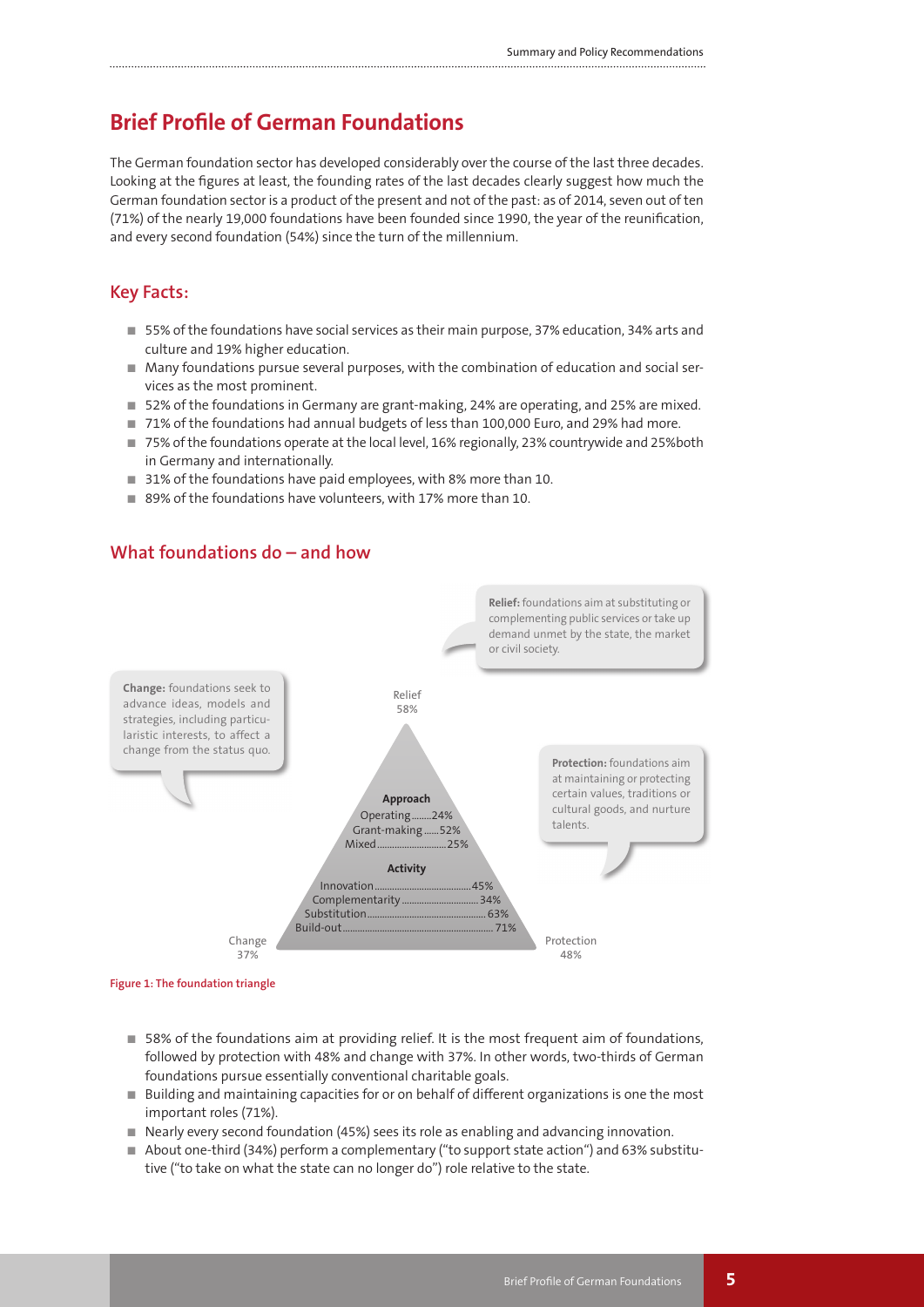# Brief Profile of German Foundations

The German foundation sector has developed considerably over the course of the last three decades. Looking at the figures at least, the founding rates of the last decades clearly suggest how much the German foundation sector is a product of the present and not of the past: as of 2014, seven out of ten (71%) of the nearly 19,000 foundations have been founded since 1990, the year of the reunification, and every second foundation (54%) since the turn of the millennium.

## Key Facts:

- 55% of the foundations have social services as their main purpose, 37% education, 34% arts and culture and 19% higher education.
- Many foundations pursue several purposes, with the combination of education and social services as the most prominent.
- 52% of the foundations in Germany are grant-making, 24% are operating, and 25% are mixed.
- 71% of the foundations had annual budgets of less than 100,000 Euro, and 29% had more.
- 75% of the foundations operate at the local level, 16% regionally, 23% countrywide and 25%both in Germany and internationally.
- 31% of the foundations have paid employees, with 8% more than 10.
- 89% of the foundations have volunteers, with 17% more than 10.

## What foundations do – and how

**Relief:** foundations aim at substituting or complementing public services or take up demand unmet by the state, the market or civil society.

**Change:** foundations seek to advance ideas, models and strategies, including particularistic interests, to affect a change from the status quo.

**Protection:** foundations aim at maintaining or protecting certain values, traditions or cultural goods, and nurture talents.

Relief
58%

Approach
Operating........24%
Grant-making......52%
Mixed........25%

Activity
Innovation........45%
Complementarity........34%
Substitution........63%
Build-out........71%

Change
37%

Protection
48%

Figure 1: The foundation triangle

- 58% of the foundations aim at providing relief. It is the most frequent aim of foundations, followed by protection with 48% and change with 37%. In other words, two-thirds of German foundations pursue essentially conventional charitable goals.
- Building and maintaining capacities for or on behalf of different organizations is one the most important roles (71%).
- Nearly every second foundation (45%) sees its role as enabling and advancing innovation.
- About one-third (34%) perform a complementary ("to support state action") and 63% substitutive ("to take on what the state can no longer do") role relative to the state.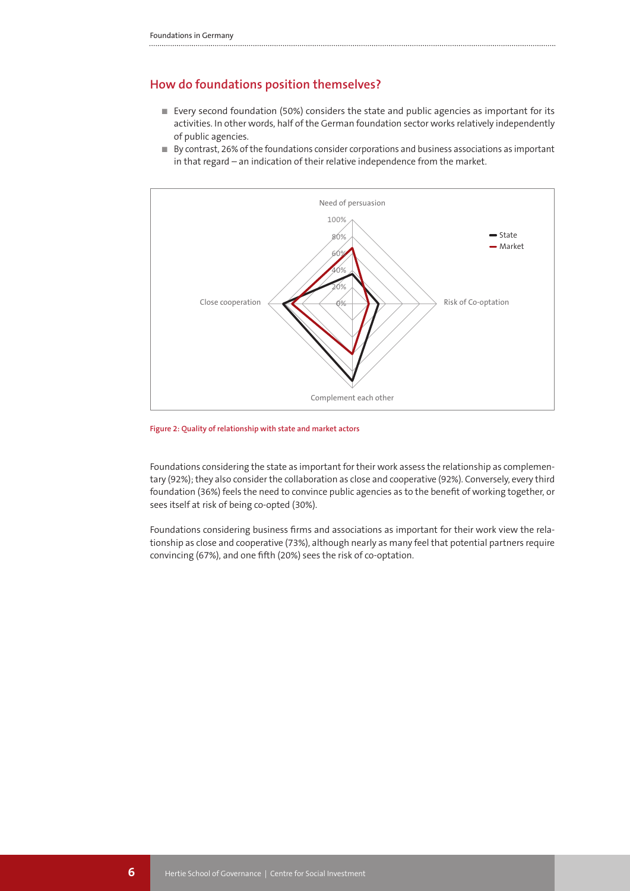## How do foundations position themselves?

- Every second foundation (50%) considers the state and public agencies as important for its activities. In other words, half of the German foundation sector works relatively independently of public agencies.
- By contrast, 26% of the foundations consider corporations and business associations as important in that regard – an indication of their relative independence from the market.

Need of persuasion
100%
80%
60%
40%
20%
0%
Risk of Co-optation
Complement each other
Close cooperation
State
Market

Figure 2: Quality of relationship with state and market actors

Foundations considering the state as important for their work assess the relationship as complementary (92%); they also consider the collaboration as close and cooperative (92%). Conversely, every third foundation (36%) feels the need to convince public agencies as to the benefit of working together, or sees itself at risk of being co-opted (30%).

Foundations considering business firms and associations as important for their work view the relationship as close and cooperative (73%), although nearly as many feel that potential partners require convincing (67%), and one fifth (20%) sees the risk of co-optation.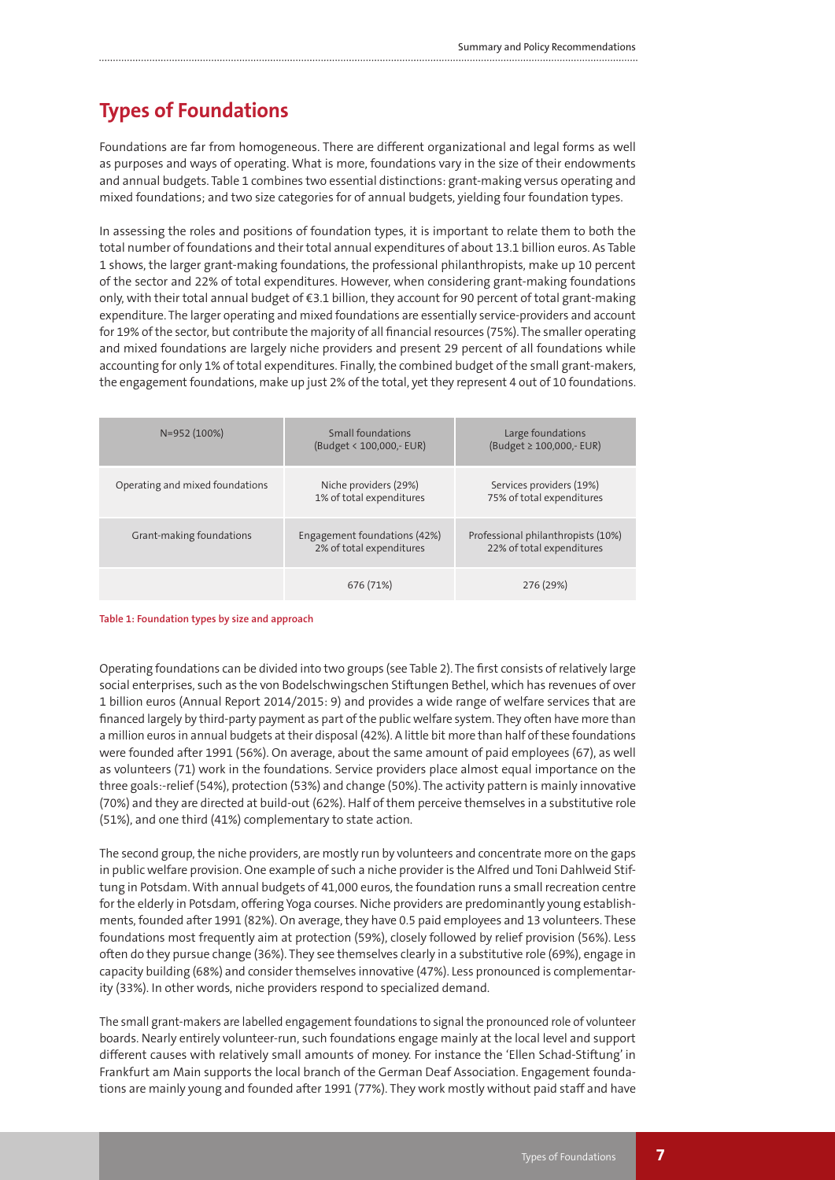## Types of Foundations

Foundations are far from homogeneous. There are different organizational and legal forms as well as purposes and ways of operating. What is more, foundations vary in the size of their endowments and annual budgets. Table 1 combines two essential distinctions: grant-making versus operating and mixed foundations; and two size categories for of annual budgets, yielding four foundation types.

In assessing the roles and positions of foundation types, it is important to relate them to both the total number of foundations and their total annual expenditures of about 13.1 billion euros. As Table 1 shows, the larger grant-making foundations, the professional philanthropists, make up 10 percent of the sector and 22% of total expenditures. However, when considering grant-making foundations only, with their total annual budget of €3.1 billion, they account for 90 percent of total grant-making expenditure. The larger operating and mixed foundations are essentially service-providers and account for 19% of the sector, but contribute the majority of all financial resources (75%). The smaller operating and mixed foundations are largely niche providers and present 29 percent of all foundations while accounting for only 1% of total expenditures. Finally, the combined budget of the small grant-makers, the engagement foundations, make up just 2% of the total, yet they represent 4 out of 10 foundations.

| N=952 (100%) | Small foundations (Budget < 100,000,- EUR) | Large foundations (Budget ≥ 100,000,- EUR) |
|---|---|---|
| Operating and mixed foundations | Niche providers (29%) 1% of total expenditures | Services providers (19%) 75% of total expenditures |
| Grant-making foundations | Engagement foundations (42%) 2% of total expenditures | Professional philanthropists (10%) 22% of total expenditures |
| | 676 (71%) | 276 (29%) |

**Table 1: Foundation types by size and approach**

Operating foundations can be divided into two groups (see Table 2). The first consists of relatively large social enterprises, such as the von Bodelschwingschen Stiftungen Bethel, which has revenues of over 1 billion euros (Annual Report 2014/2015: 9) and provides a wide range of welfare services that are financed largely by third-party payment as part of the public welfare system. They often have more than a million euros in annual budgets at their disposal (42%). A little bit more than half of these foundations were founded after 1991 (56%). On average, about the same amount of paid employees (67), as well as volunteers (71) work in the foundations. Service providers place almost equal importance on the three goals:-relief (54%), protection (53%) and change (50%). The activity pattern is mainly innovative (70%) and they are directed at build-out (62%). Half of them perceive themselves in a substitutive role (51%), and one third (41%) complementary to state action.

The second group, the niche providers, are mostly run by volunteers and concentrate more on the gaps in public welfare provision. One example of such a niche provider is the Alfred und Toni Dahlweid Stiftung in Potsdam. With annual budgets of 41,000 euros, the foundation runs a small recreation centre for the elderly in Potsdam, offering Yoga courses. Niche providers are predominantly young establishments, founded after 1991 (82%). On average, they have 0.5 paid employees and 13 volunteers. These foundations most frequently aim at protection (59%), closely followed by relief provision (56%). Less often do they pursue change (36%). They see themselves clearly in a substitutive role (69%), engage in capacity building (68%) and consider themselves innovative (47%). Less pronounced is complementarity (33%). In other words, niche providers respond to specialized demand.

The small grant-makers are labelled engagement foundations to signal the pronounced role of volunteer boards. Nearly entirely volunteer-run, such foundations engage mainly at the local level and support different causes with relatively small amounts of money. For instance the 'Ellen Schad-Stiftung' in Frankfurt am Main supports the local branch of the German Deaf Association. Engagement foundations are mainly young and founded after 1991 (77%). They work mostly without paid staff and have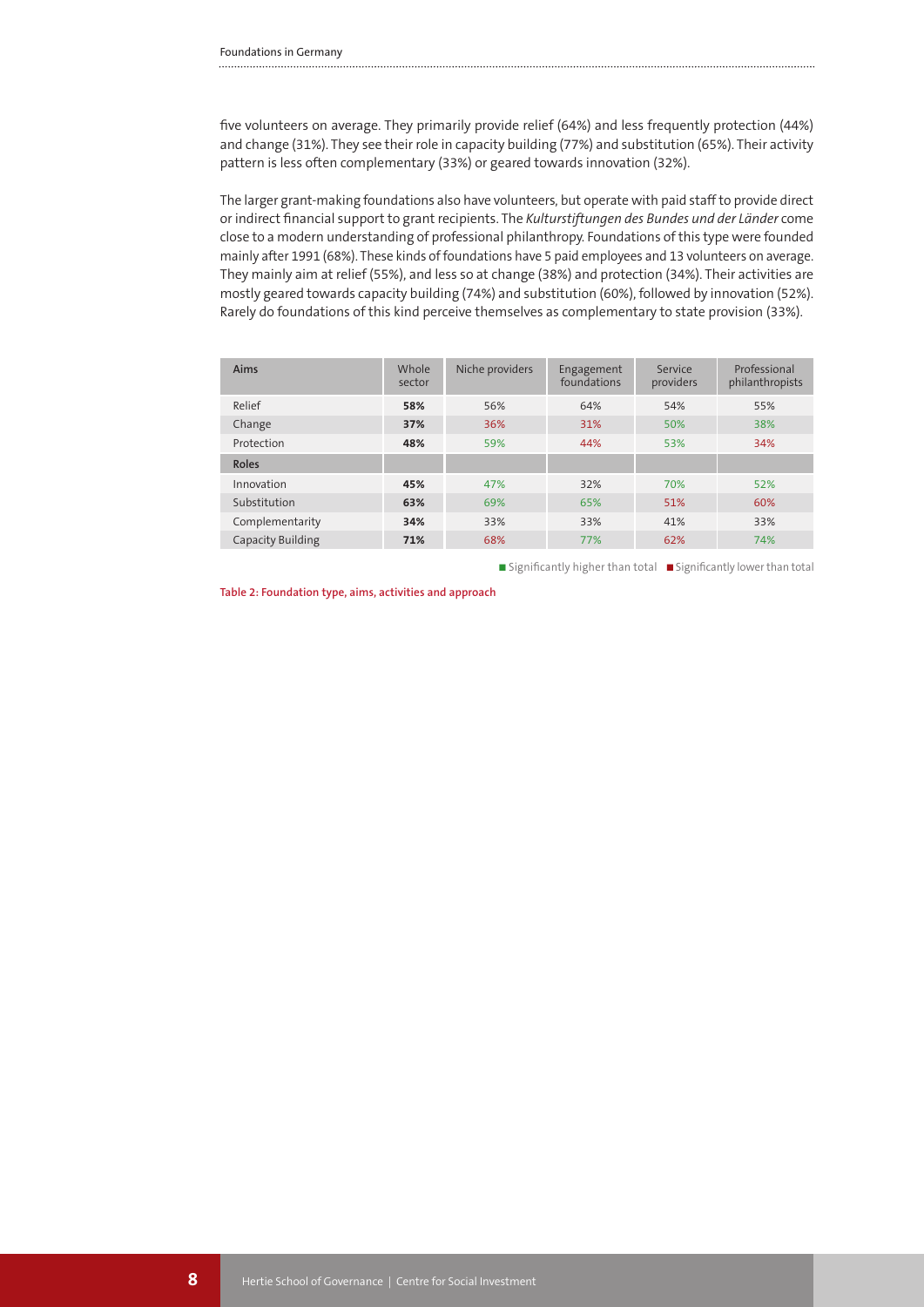five volunteers on average. They primarily provide relief (64%) and less frequently protection (44%) and change (31%). They see their role in capacity building (77%) and substitution (65%). Their activity pattern is less often complementary (33%) or geared towards innovation (32%).

The larger grant-making foundations also have volunteers, but operate with paid staff to provide direct or indirect financial support to grant recipients. The *Kulturstiftungen des Bundes und der Länder* come close to a modern understanding of professional philanthropy. Foundations of this type were founded mainly after 1991 (68%). These kinds of foundations have 5 paid employees and 13 volunteers on average. They mainly aim at relief (55%), and less so at change (38%) and protection (34%). Their activities are mostly geared towards capacity building (74%) and substitution (60%), followed by innovation (52%). Rarely do foundations of this kind perceive themselves as complementary to state provision (33%).

| Aims | Whole sector | Niche providers | Engagement foundations | Service providers | Professional philanthropists |
|---|---|---|---|---|---|
| Relief | **58%** | 56% | 64% | 54% | 55% |
| Change | **37%** | 36% | 31% | 50% | 38% |
| Protection | **48%** | 59% | 44% | 53% | 34% |
| **Roles** | | | | | |
| Innovation | **45%** | 47% | 32% | 70% | 52% |
| Substitution | **63%** | 69% | 65% | 51% | 60% |
| Complementarity | **34%** | 33% | 33% | 41% | 33% |
| Capacity Building | **71%** | 68% | 77% | 62% | 74% |

■ Significantly higher than total ■ Significantly lower than total

Table 2: Foundation type, aims, activities and approach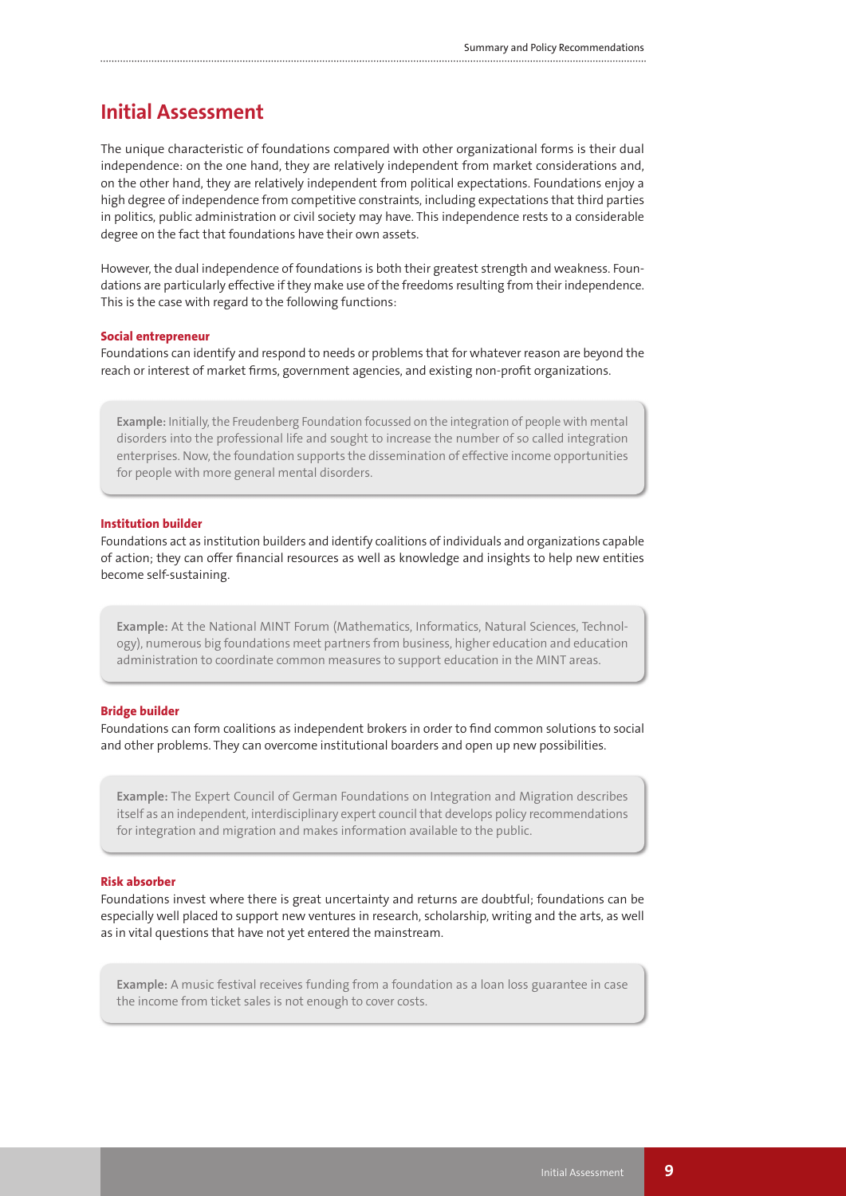## Initial Assessment

The unique characteristic of foundations compared with other organizational forms is their dual independence: on the one hand, they are relatively independent from market considerations and, on the other hand, they are relatively independent from political expectations. Foundations enjoy a high degree of independence from competitive constraints, including expectations that third parties in politics, public administration or civil society may have. This independence rests to a considerable degree on the fact that foundations have their own assets.

However, the dual independence of foundations is both their greatest strength and weakness. Foundations are particularly effective if they make use of the freedoms resulting from their independence. This is the case with regard to the following functions:

**Social entrepreneur**

Foundations can identify and respond to needs or problems that for whatever reason are beyond the reach or interest of market firms, government agencies, and existing non-profit organizations.

> **Example:** Initially, the Freudenberg Foundation focussed on the integration of people with mental disorders into the professional life and sought to increase the number of so called integration enterprises. Now, the foundation supports the dissemination of effective income opportunities for people with more general mental disorders.

**Institution builder**

Foundations act as institution builders and identify coalitions of individuals and organizations capable of action; they can offer financial resources as well as knowledge and insights to help new entities become self-sustaining.

> **Example:** At the National MINT Forum (Mathematics, Informatics, Natural Sciences, Technology), numerous big foundations meet partners from business, higher education and education administration to coordinate common measures to support education in the MINT areas.

**Bridge builder**

Foundations can form coalitions as independent brokers in order to find common solutions to social and other problems. They can overcome institutional boarders and open up new possibilities.

> **Example:** The Expert Council of German Foundations on Integration and Migration describes itself as an independent, interdisciplinary expert council that develops policy recommendations for integration and migration and makes information available to the public.

**Risk absorber**

Foundations invest where there is great uncertainty and returns are doubtful; foundations can be especially well placed to support new ventures in research, scholarship, writing and the arts, as well as in vital questions that have not yet entered the mainstream.

> **Example:** A music festival receives funding from a foundation as a loan loss guarantee in case the income from ticket sales is not enough to cover costs.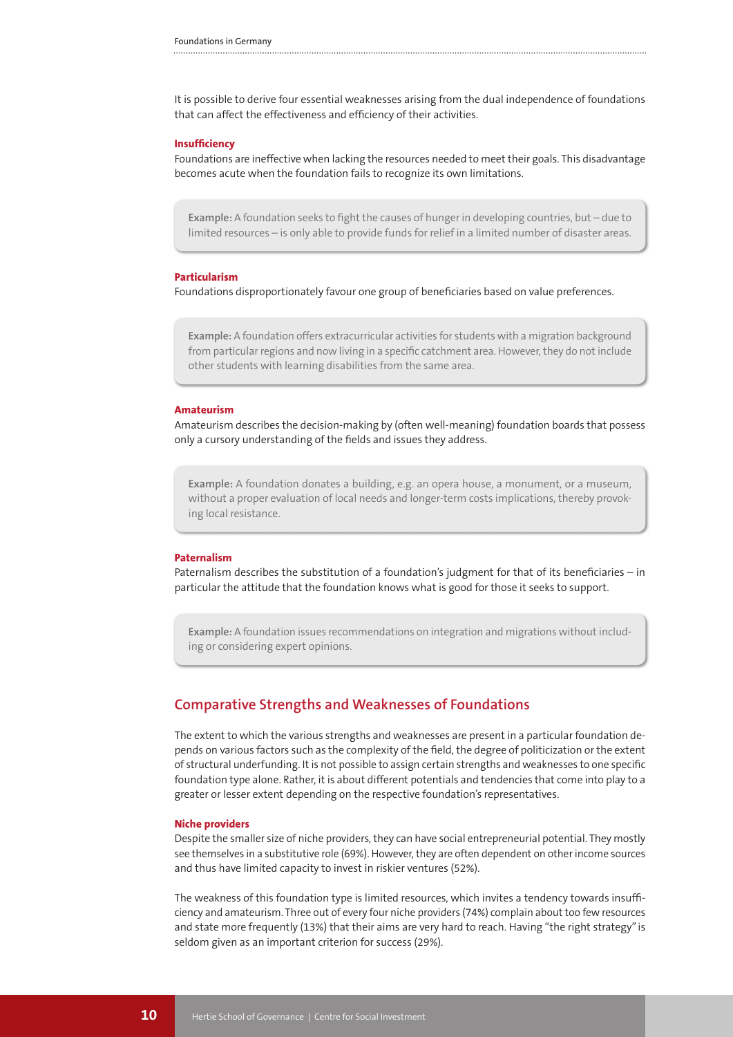It is possible to derive four essential weaknesses arising from the dual independence of foundations that can affect the effectiveness and efficiency of their activities.

**Insufficiency**

Foundations are ineffective when lacking the resources needed to meet their goals. This disadvantage becomes acute when the foundation fails to recognize its own limitations.

> **Example:** A foundation seeks to fight the causes of hunger in developing countries, but – due to limited resources – is only able to provide funds for relief in a limited number of disaster areas.

**Particularism**

Foundations disproportionately favour one group of beneficiaries based on value preferences.

> **Example:** A foundation offers extracurricular activities for students with a migration background from particular regions and now living in a specific catchment area. However, they do not include other students with learning disabilities from the same area.

**Amateurism**

Amateurism describes the decision-making by (often well-meaning) foundation boards that possess only a cursory understanding of the fields and issues they address.

> **Example:** A foundation donates a building, e.g. an opera house, a monument, or a museum, without a proper evaluation of local needs and longer-term costs implications, thereby provoking local resistance.

**Paternalism**

Paternalism describes the substitution of a foundation's judgment for that of its beneficiaries – in particular the attitude that the foundation knows what is good for those it seeks to support.

> **Example:** A foundation issues recommendations on integration and migrations without including or considering expert opinions.

## Comparative Strengths and Weaknesses of Foundations

The extent to which the various strengths and weaknesses are present in a particular foundation depends on various factors such as the complexity of the field, the degree of politicization or the extent of structural underfunding. It is not possible to assign certain strengths and weaknesses to one specific foundation type alone. Rather, it is about different potentials and tendencies that come into play to a greater or lesser extent depending on the respective foundation's representatives.

**Niche providers**

Despite the smaller size of niche providers, they can have social entrepreneurial potential. They mostly see themselves in a substitutive role (69%). However, they are often dependent on other income sources and thus have limited capacity to invest in riskier ventures (52%).

The weakness of this foundation type is limited resources, which invites a tendency towards insufficiency and amateurism. Three out of every four niche providers (74%) complain about too few resources and state more frequently (13%) that their aims are very hard to reach. Having "the right strategy" is seldom given as an important criterion for success (29%).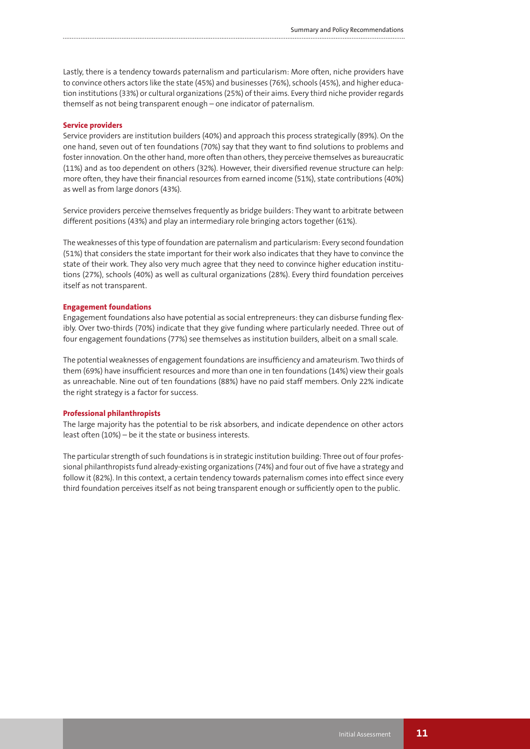Lastly, there is a tendency towards paternalism and particularism: More often, niche providers have to convince others actors like the state (45%) and businesses (76%), schools (45%), and higher education institutions (33%) or cultural organizations (25%) of their aims. Every third niche provider regards themself as not being transparent enough – one indicator of paternalism.

### Service providers

Service providers are institution builders (40%) and approach this process strategically (89%). On the one hand, seven out of ten foundations (70%) say that they want to find solutions to problems and foster innovation. On the other hand, more often than others, they perceive themselves as bureaucratic (11%) and as too dependent on others (32%). However, their diversified revenue structure can help: more often, they have their financial resources from earned income (51%), state contributions (40%) as well as from large donors (43%).

Service providers perceive themselves frequently as bridge builders: They want to arbitrate between different positions (43%) and play an intermediary role bringing actors together (61%).

The weaknesses of this type of foundation are paternalism and particularism: Every second foundation (51%) that considers the state important for their work also indicates that they have to convince the state of their work. They also very much agree that they need to convince higher education institutions (27%), schools (40%) as well as cultural organizations (28%). Every third foundation perceives itself as not transparent.

### Engagement foundations

Engagement foundations also have potential as social entrepreneurs: they can disburse funding flexibly. Over two-thirds (70%) indicate that they give funding where particularly needed. Three out of four engagement foundations (77%) see themselves as institution builders, albeit on a small scale.

The potential weaknesses of engagement foundations are insufficiency and amateurism. Two thirds of them (69%) have insufficient resources and more than one in ten foundations (14%) view their goals as unreachable. Nine out of ten foundations (88%) have no paid staff members. Only 22% indicate the right strategy is a factor for success.

### Professional philanthropists

The large majority has the potential to be risk absorbers, and indicate dependence on other actors least often (10%) – be it the state or business interests.

The particular strength of such foundations is in strategic institution building: Three out of four professional philanthropists fund already-existing organizations (74%) and four out of five have a strategy and follow it (82%). In this context, a certain tendency towards paternalism comes into effect since every third foundation perceives itself as not being transparent enough or sufficiently open to the public.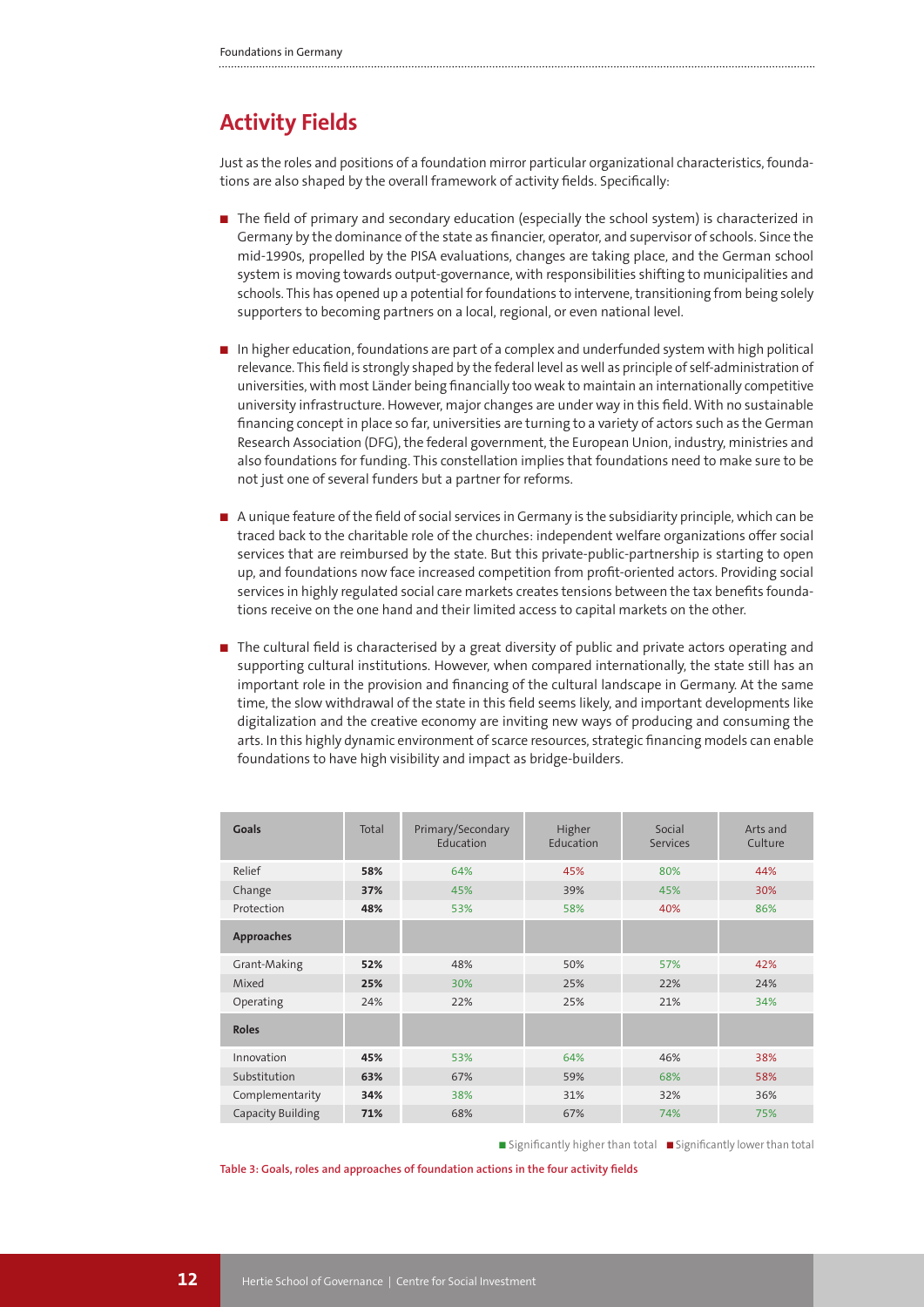## Activity Fields

Just as the roles and positions of a foundation mirror particular organizational characteristics, foundations are also shaped by the overall framework of activity fields. Specifically:

- The field of primary and secondary education (especially the school system) is characterized in Germany by the dominance of the state as financier, operator, and supervisor of schools. Since the mid-1990s, propelled by the PISA evaluations, changes are taking place, and the German school system is moving towards output-governance, with responsibilities shifting to municipalities and schools. This has opened up a potential for foundations to intervene, transitioning from being solely supporters to becoming partners on a local, regional, or even national level.

- In higher education, foundations are part of a complex and underfunded system with high political relevance. This field is strongly shaped by the federal level as well as principle of self-administration of universities, with most Länder being financially too weak to maintain an internationally competitive university infrastructure. However, major changes are under way in this field. With no sustainable financing concept in place so far, universities are turning to a variety of actors such as the German Research Association (DFG), the federal government, the European Union, industry, ministries and also foundations for funding. This constellation implies that foundations need to make sure to be not just one of several funders but a partner for reforms.

- A unique feature of the field of social services in Germany is the subsidiarity principle, which can be traced back to the charitable role of the churches: independent welfare organizations offer social services that are reimbursed by the state. But this private-public-partnership is starting to open up, and foundations now face increased competition from profit-oriented actors. Providing social services in highly regulated social care markets creates tensions between the tax benefits foundations receive on the one hand and their limited access to capital markets on the other.

- The cultural field is characterised by a great diversity of public and private actors operating and supporting cultural institutions. However, when compared internationally, the state still has an important role in the provision and financing of the cultural landscape in Germany. At the same time, the slow withdrawal of the state in this field seems likely, and important developments like digitalization and the creative economy are inviting new ways of producing and consuming the arts. In this highly dynamic environment of scarce resources, strategic financing models can enable foundations to have high visibility and impact as bridge-builders.

| **Goals** | Total | Primary/Secondary Education | Higher Education | Social Services | Arts and Culture |
|---|---|---|---|---|---|
| Relief | **58%** | 64% | 45% | 80% | 44% |
| Change | **37%** | 45% | 39% | 45% | 30% |
| Protection | **48%** | 53% | 58% | 40% | 86% |
| **Approaches** | | | | | |
| Grant-Making | **52%** | 48% | 50% | 57% | 42% |
| Mixed | **25%** | 30% | 25% | 22% | 24% |
| Operating | 24% | 22% | 25% | 21% | 34% |
| **Roles** | | | | | |
| Innovation | **45%** | 53% | 64% | 46% | 38% |
| Substitution | **63%** | 67% | 59% | 68% | 58% |
| Complementarity | **34%** | 38% | 31% | 32% | 36% |
| Capacity Building | **71%** | 68% | 67% | 74% | 75% |

■ Significantly higher than total ■ Significantly lower than total

Table 3: Goals, roles and approaches of foundation actions in the four activity fields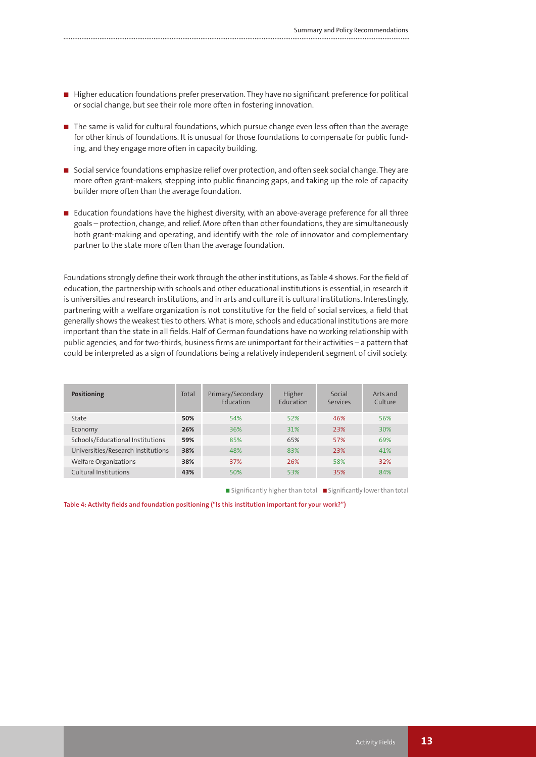- Higher education foundations prefer preservation. They have no significant preference for political or social change, but see their role more often in fostering innovation.
- The same is valid for cultural foundations, which pursue change even less often than the average for other kinds of foundations. It is unusual for those foundations to compensate for public funding, and they engage more often in capacity building.
- Social service foundations emphasize relief over protection, and often seek social change. They are more often grant-makers, stepping into public financing gaps, and taking up the role of capacity builder more often than the average foundation.
- Education foundations have the highest diversity, with an above-average preference for all three goals – protection, change, and relief. More often than other foundations, they are simultaneously both grant-making and operating, and identify with the role of innovator and complementary partner to the state more often than the average foundation.

Foundations strongly define their work through the other institutions, as Table 4 shows. For the field of education, the partnership with schools and other educational institutions is essential, in research it is universities and research institutions, and in arts and culture it is cultural institutions. Interestingly, partnering with a welfare organization is not constitutive for the field of social services, a field that generally shows the weakest ties to others. What is more, schools and educational institutions are more important than the state in all fields. Half of German foundations have no working relationship with public agencies, and for two-thirds, business firms are unimportant for their activities – a pattern that could be interpreted as a sign of foundations being a relatively independent segment of civil society.

| **Positioning** | Total | Primary/Secondary Education | Higher Education | Social Services | Arts and Culture |
|---|---|---|---|---|---|
| State | **50%** | 54% | 52% | 46% | 56% |
| Economy | **26%** | 36% | 31% | 23% | 30% |
| Schools/Educational Institutions | **59%** | 85% | 65% | 57% | 69% |
| Universities/Research Institutions | **38%** | 48% | 83% | 23% | 41% |
| Welfare Organizations | **38%** | 37% | 26% | 58% | 32% |
| Cultural Institutions | **43%** | 50% | 53% | 35% | 84% |

■ Significantly higher than total ■ Significantly lower than total

Table 4: Activity fields and foundation positioning ("Is this institution important for your work?")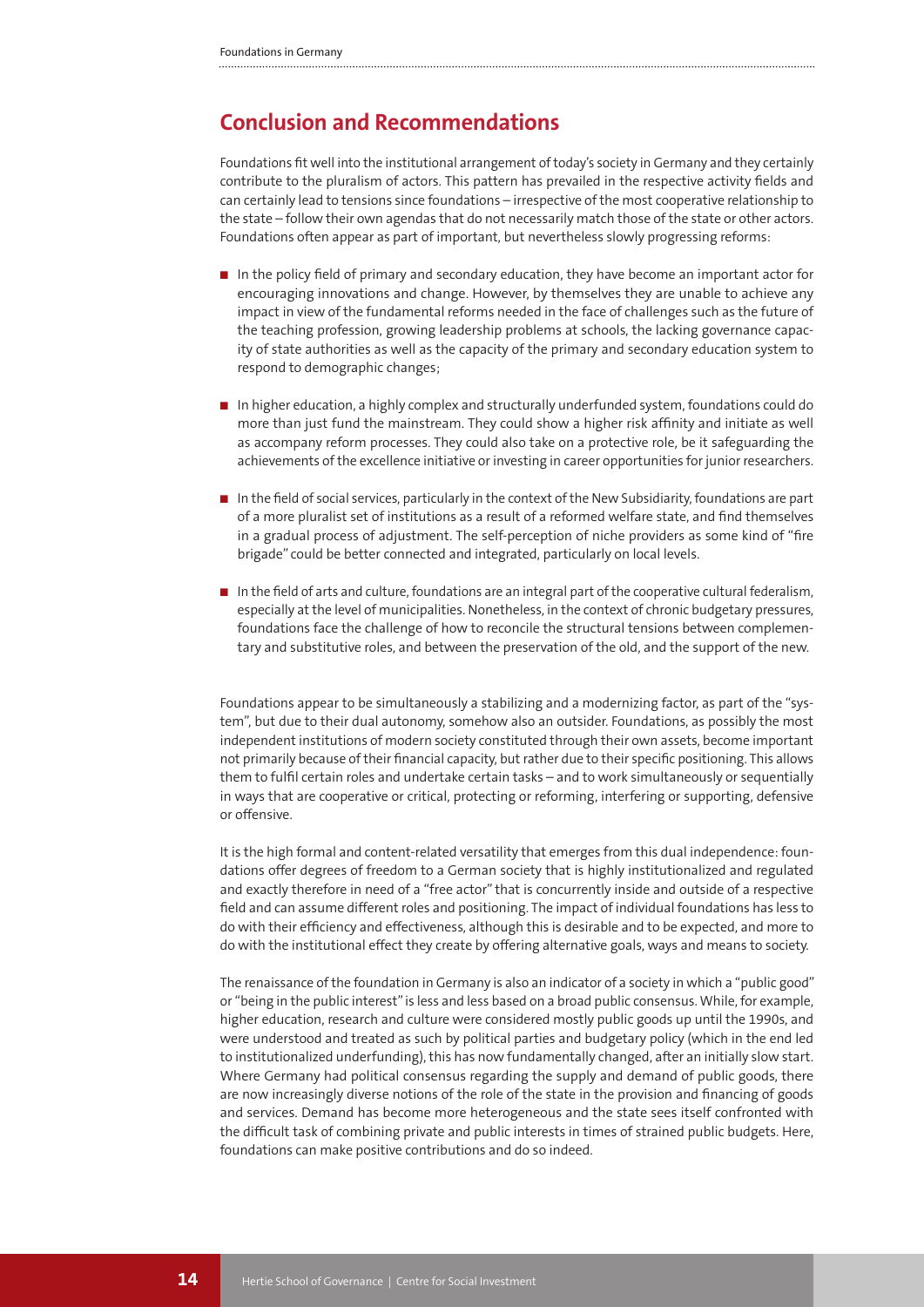## Conclusion and Recommendations

Foundations fit well into the institutional arrangement of today's society in Germany and they certainly contribute to the pluralism of actors. This pattern has prevailed in the respective activity fields and can certainly lead to tensions since foundations – irrespective of the most cooperative relationship to the state – follow their own agendas that do not necessarily match those of the state or other actors. Foundations often appear as part of important, but nevertheless slowly progressing reforms:

- In the policy field of primary and secondary education, they have become an important actor for encouraging innovations and change. However, by themselves they are unable to achieve any impact in view of the fundamental reforms needed in the face of challenges such as the future of the teaching profession, growing leadership problems at schools, the lacking governance capacity of state authorities as well as the capacity of the primary and secondary education system to respond to demographic changes;

- In higher education, a highly complex and structurally underfunded system, foundations could do more than just fund the mainstream. They could show a higher risk affinity and initiate as well as accompany reform processes. They could also take on a protective role, be it safeguarding the achievements of the excellence initiative or investing in career opportunities for junior researchers.

- In the field of social services, particularly in the context of the New Subsidiarity, foundations are part of a more pluralist set of institutions as a result of a reformed welfare state, and find themselves in a gradual process of adjustment. The self-perception of niche providers as some kind of "fire brigade" could be better connected and integrated, particularly on local levels.

- In the field of arts and culture, foundations are an integral part of the cooperative cultural federalism, especially at the level of municipalities. Nonetheless, in the context of chronic budgetary pressures, foundations face the challenge of how to reconcile the structural tensions between complementary and substitutive roles, and between the preservation of the old, and the support of the new.

Foundations appear to be simultaneously a stabilizing and a modernizing factor, as part of the "system", but due to their dual autonomy, somehow also an outsider. Foundations, as possibly the most independent institutions of modern society constituted through their own assets, become important not primarily because of their financial capacity, but rather due to their specific positioning. This allows them to fulfil certain roles and undertake certain tasks – and to work simultaneously or sequentially in ways that are cooperative or critical, protecting or reforming, interfering or supporting, defensive or offensive.

It is the high formal and content-related versatility that emerges from this dual independence: foundations offer degrees of freedom to a German society that is highly institutionalized and regulated and exactly therefore in need of a "free actor" that is concurrently inside and outside of a respective field and can assume different roles and positioning. The impact of individual foundations has less to do with their efficiency and effectiveness, although this is desirable and to be expected, and more to do with the institutional effect they create by offering alternative goals, ways and means to society.

The renaissance of the foundation in Germany is also an indicator of a society in which a "public good" or "being in the public interest" is less and less based on a broad public consensus. While, for example, higher education, research and culture were considered mostly public goods up until the 1990s, and were understood and treated as such by political parties and budgetary policy (which in the end led to institutionalized underfunding), this has now fundamentally changed, after an initially slow start. Where Germany had political consensus regarding the supply and demand of public goods, there are now increasingly diverse notions of the role of the state in the provision and financing of goods and services. Demand has become more heterogeneous and the state sees itself confronted with the difficult task of combining private and public interests in times of strained public budgets. Here, foundations can make positive contributions and do so indeed.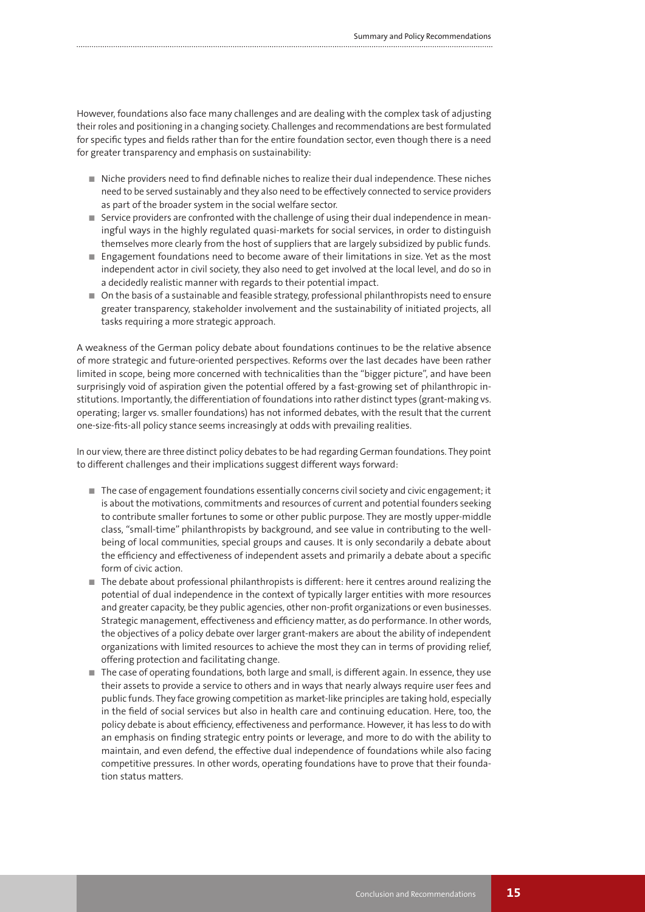However, foundations also face many challenges and are dealing with the complex task of adjusting their roles and positioning in a changing society. Challenges and recommendations are best formulated for specific types and fields rather than for the entire foundation sector, even though there is a need for greater transparency and emphasis on sustainability:

- Niche providers need to find definable niches to realize their dual independence. These niches need to be served sustainably and they also need to be effectively connected to service providers as part of the broader system in the social welfare sector.
- Service providers are confronted with the challenge of using their dual independence in meaningful ways in the highly regulated quasi-markets for social services, in order to distinguish themselves more clearly from the host of suppliers that are largely subsidized by public funds.
- Engagement foundations need to become aware of their limitations in size. Yet as the most independent actor in civil society, they also need to get involved at the local level, and do so in a decidedly realistic manner with regards to their potential impact.
- On the basis of a sustainable and feasible strategy, professional philanthropists need to ensure greater transparency, stakeholder involvement and the sustainability of initiated projects, all tasks requiring a more strategic approach.

A weakness of the German policy debate about foundations continues to be the relative absence of more strategic and future-oriented perspectives. Reforms over the last decades have been rather limited in scope, being more concerned with technicalities than the "bigger picture", and have been surprisingly void of aspiration given the potential offered by a fast-growing set of philanthropic institutions. Importantly, the differentiation of foundations into rather distinct types (grant-making vs. operating; larger vs. smaller foundations) has not informed debates, with the result that the current one-size-fits-all policy stance seems increasingly at odds with prevailing realities.

In our view, there are three distinct policy debates to be had regarding German foundations. They point to different challenges and their implications suggest different ways forward:

- The case of engagement foundations essentially concerns civil society and civic engagement; it is about the motivations, commitments and resources of current and potential founders seeking to contribute smaller fortunes to some or other public purpose. They are mostly upper-middle class, "small-time" philanthropists by background, and see value in contributing to the well-being of local communities, special groups and causes. It is only secondarily a debate about the efficiency and effectiveness of independent assets and primarily a debate about a specific form of civic action.
- The debate about professional philanthropists is different: here it centres around realizing the potential of dual independence in the context of typically larger entities with more resources and greater capacity, be they public agencies, other non-profit organizations or even businesses. Strategic management, effectiveness and efficiency matter, as do performance. In other words, the objectives of a policy debate over larger grant-makers are about the ability of independent organizations with limited resources to achieve the most they can in terms of providing relief, offering protection and facilitating change.
- The case of operating foundations, both large and small, is different again. In essence, they use their assets to provide a service to others and in ways that nearly always require user fees and public funds. They face growing competition as market-like principles are taking hold, especially in the field of social services but also in health care and continuing education. Here, too, the policy debate is about efficiency, effectiveness and performance. However, it has less to do with an emphasis on finding strategic entry points or leverage, and more to do with the ability to maintain, and even defend, the effective dual independence of foundations while also facing competitive pressures. In other words, operating foundations have to prove that their foundation status matters.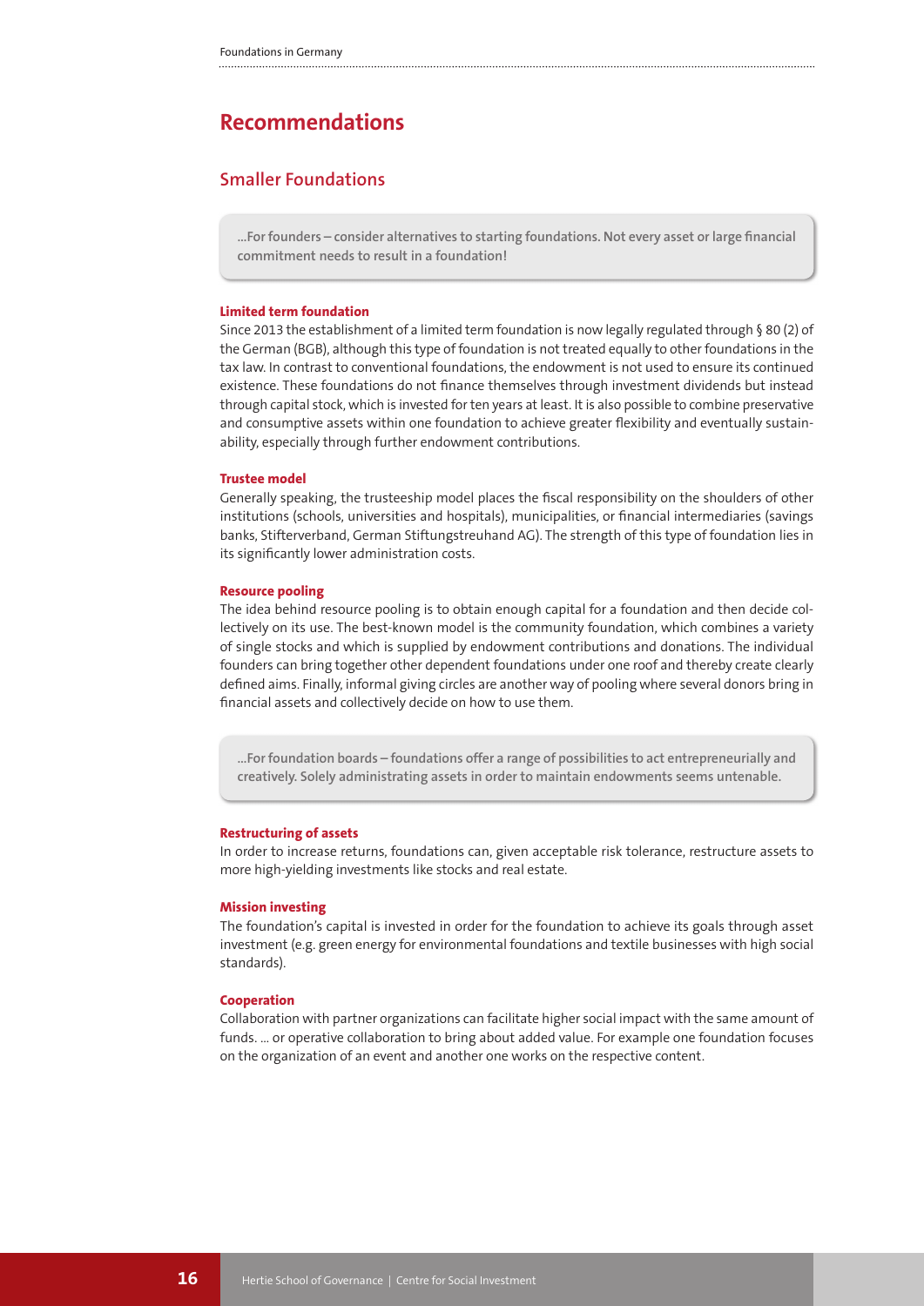# Recommendations

## Smaller Foundations

> ...For founders – consider alternatives to starting foundations. Not every asset or large financial commitment needs to result in a foundation!

#### Limited term foundation

Since 2013 the establishment of a limited term foundation is now legally regulated through § 80 (2) of the German (BGB), although this type of foundation is not treated equally to other foundations in the tax law. In contrast to conventional foundations, the endowment is not used to ensure its continued existence. These foundations do not finance themselves through investment dividends but instead through capital stock, which is invested for ten years at least. It is also possible to combine preservative and consumptive assets within one foundation to achieve greater flexibility and eventually sustainability, especially through further endowment contributions.

#### Trustee model

Generally speaking, the trusteeship model places the fiscal responsibility on the shoulders of other institutions (schools, universities and hospitals), municipalities, or financial intermediaries (savings banks, Stifterverband, German Stiftungstreuhand AG). The strength of this type of foundation lies in its significantly lower administration costs.

#### Resource pooling

The idea behind resource pooling is to obtain enough capital for a foundation and then decide collectively on its use. The best-known model is the community foundation, which combines a variety of single stocks and which is supplied by endowment contributions and donations. The individual founders can bring together other dependent foundations under one roof and thereby create clearly defined aims. Finally, informal giving circles are another way of pooling where several donors bring in financial assets and collectively decide on how to use them.

> ...For foundation boards – foundations offer a range of possibilities to act entrepreneurially and creatively. Solely administrating assets in order to maintain endowments seems untenable.

#### Restructuring of assets

In order to increase returns, foundations can, given acceptable risk tolerance, restructure assets to more high-yielding investments like stocks and real estate.

#### Mission investing

The foundation's capital is invested in order for the foundation to achieve its goals through asset investment (e.g. green energy for environmental foundations and textile businesses with high social standards).

#### Cooperation

Collaboration with partner organizations can facilitate higher social impact with the same amount of funds. ... or operative collaboration to bring about added value. For example one foundation focuses on the organization of an event and another one works on the respective content.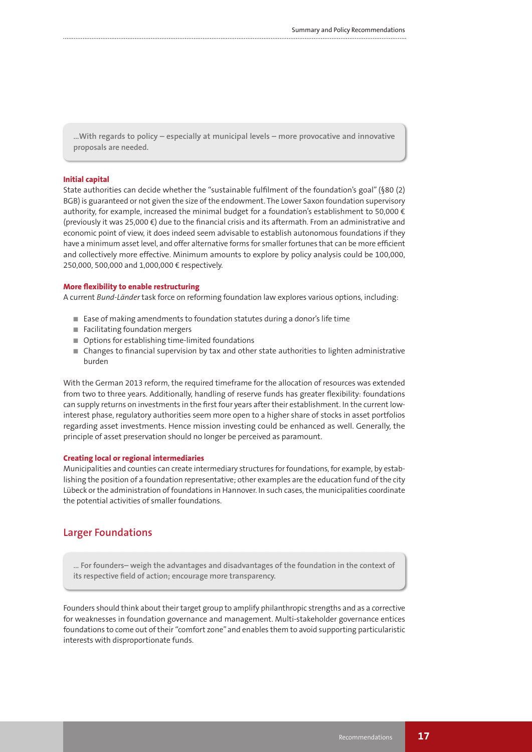...With regards to policy – especially at municipal levels – more provocative and innovative proposals are needed.

**Initial capital**

State authorities can decide whether the "sustainable fulfilment of the foundation's goal" (§80 (2) BGB) is guaranteed or not given the size of the endowment. The Lower Saxon foundation supervisory authority, for example, increased the minimal budget for a foundation's establishment to 50,000 € (previously it was 25,000 €) due to the financial crisis and its aftermath. From an administrative and economic point of view, it does indeed seem advisable to establish autonomous foundations if they have a minimum asset level, and offer alternative forms for smaller fortunes that can be more efficient and collectively more effective. Minimum amounts to explore by policy analysis could be 100,000, 250,000, 500,000 and 1,000,000 € respectively.

**More flexibility to enable restructuring**

A current *Bund-Länder* task force on reforming foundation law explores various options, including:

- Ease of making amendments to foundation statutes during a donor's life time
- Facilitating foundation mergers
- Options for establishing time-limited foundations
- Changes to financial supervision by tax and other state authorities to lighten administrative burden

With the German 2013 reform, the required timeframe for the allocation of resources was extended from two to three years. Additionally, handling of reserve funds has greater flexibility: foundations can supply returns on investments in the first four years after their establishment. In the current low-interest phase, regulatory authorities seem more open to a higher share of stocks in asset portfolios regarding asset investments. Hence mission investing could be enhanced as well. Generally, the principle of asset preservation should no longer be perceived as paramount.

**Creating local or regional intermediaries**

Municipalities and counties can create intermediary structures for foundations, for example, by establishing the position of a foundation representative; other examples are the education fund of the city Lübeck or the administration of foundations in Hannover. In such cases, the municipalities coordinate the potential activities of smaller foundations.

## Larger Foundations

... For founders– weigh the advantages and disadvantages of the foundation in the context of its respective field of action; encourage more transparency.

Founders should think about their target group to amplify philanthropic strengths and as a corrective for weaknesses in foundation governance and management. Multi-stakeholder governance entices foundations to come out of their "comfort zone" and enables them to avoid supporting particularistic interests with disproportionate funds.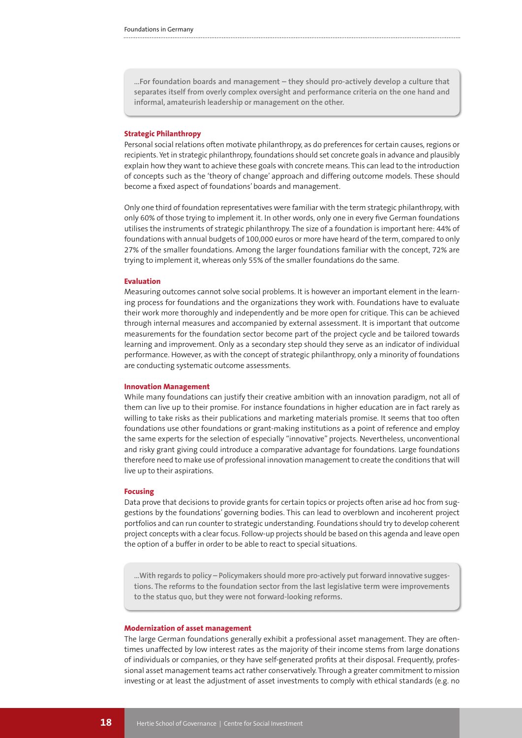**...For foundation boards and management – they should pro-actively develop a culture that separates itself from overly complex oversight and performance criteria on the one hand and informal, amateurish leadership or management on the other.**

#### Strategic Philanthropy

Personal social relations often motivate philanthropy, as do preferences for certain causes, regions or recipients. Yet in strategic philanthropy, foundations should set concrete goals in advance and plausibly explain how they want to achieve these goals with concrete means. This can lead to the introduction of concepts such as the 'theory of change' approach and differing outcome models. These should become a fixed aspect of foundations' boards and management.

Only one third of foundation representatives were familiar with the term strategic philanthropy, with only 60% of those trying to implement it. In other words, only one in every five German foundations utilises the instruments of strategic philanthropy. The size of a foundation is important here: 44% of foundations with annual budgets of 100,000 euros or more have heard of the term, compared to only 27% of the smaller foundations. Among the larger foundations familiar with the concept, 72% are trying to implement it, whereas only 55% of the smaller foundations do the same.

#### Evaluation

Measuring outcomes cannot solve social problems. It is however an important element in the learning process for foundations and the organizations they work with. Foundations have to evaluate their work more thoroughly and independently and be more open for critique. This can be achieved through internal measures and accompanied by external assessment. It is important that outcome measurements for the foundation sector become part of the project cycle and be tailored towards learning and improvement. Only as a secondary step should they serve as an indicator of individual performance. However, as with the concept of strategic philanthropy, only a minority of foundations are conducting systematic outcome assessments.

#### Innovation Management

While many foundations can justify their creative ambition with an innovation paradigm, not all of them can live up to their promise. For instance foundations in higher education are in fact rarely as willing to take risks as their publications and marketing materials promise. It seems that too often foundations use other foundations or grant-making institutions as a point of reference and employ the same experts for the selection of especially "innovative" projects. Nevertheless, unconventional and risky grant giving could introduce a comparative advantage for foundations. Large foundations therefore need to make use of professional innovation management to create the conditions that will live up to their aspirations.

#### Focusing

Data prove that decisions to provide grants for certain topics or projects often arise ad hoc from suggestions by the foundations' governing bodies. This can lead to overblown and incoherent project portfolios and can run counter to strategic understanding. Foundations should try to develop coherent project concepts with a clear focus. Follow-up projects should be based on this agenda and leave open the option of a buffer in order to be able to react to special situations.

**...With regards to policy – Policymakers should more pro-actively put forward innovative suggestions. The reforms to the foundation sector from the last legislative term were improvements to the status quo, but they were not forward-looking reforms.**

#### Modernization of asset management

The large German foundations generally exhibit a professional asset management. They are oftentimes unaffected by low interest rates as the majority of their income stems from large donations of individuals or companies, or they have self-generated profits at their disposal. Frequently, professional asset management teams act rather conservatively. Through a greater commitment to mission investing or at least the adjustment of asset investments to comply with ethical standards (e.g. no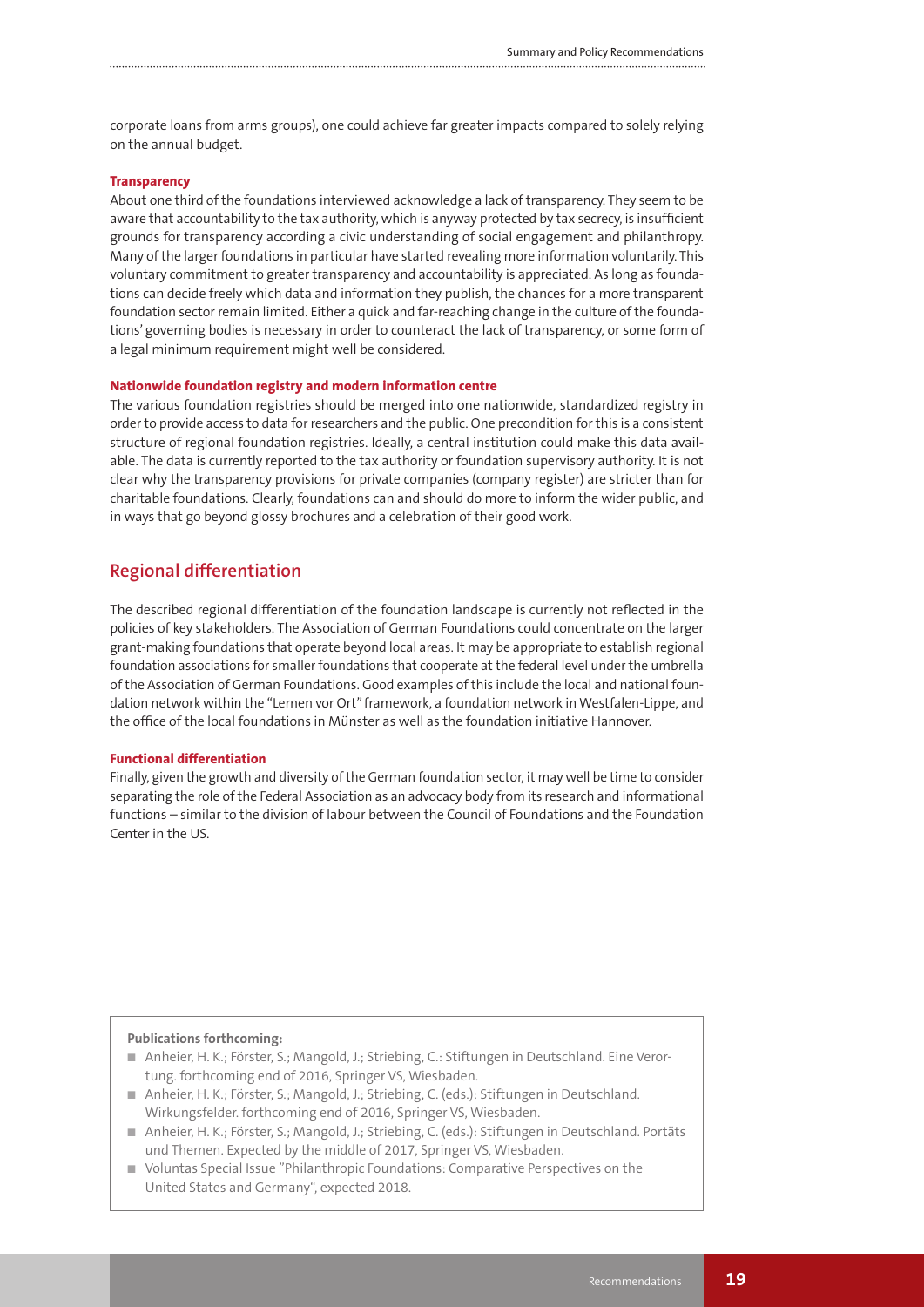corporate loans from arms groups), one could achieve far greater impacts compared to solely relying on the annual budget.

### Transparency

About one third of the foundations interviewed acknowledge a lack of transparency. They seem to be aware that accountability to the tax authority, which is anyway protected by tax secrecy, is insufficient grounds for transparency according a civic understanding of social engagement and philanthropy. Many of the larger foundations in particular have started revealing more information voluntarily. This voluntary commitment to greater transparency and accountability is appreciated. As long as foundations can decide freely which data and information they publish, the chances for a more transparent foundation sector remain limited. Either a quick and far-reaching change in the culture of the foundations' governing bodies is necessary in order to counteract the lack of transparency, or some form of a legal minimum requirement might well be considered.

### Nationwide foundation registry and modern information centre

The various foundation registries should be merged into one nationwide, standardized registry in order to provide access to data for researchers and the public. One precondition for this is a consistent structure of regional foundation registries. Ideally, a central institution could make this data available. The data is currently reported to the tax authority or foundation supervisory authority. It is not clear why the transparency provisions for private companies (company register) are stricter than for charitable foundations. Clearly, foundations can and should do more to inform the wider public, and in ways that go beyond glossy brochures and a celebration of their good work.

## Regional differentiation

The described regional differentiation of the foundation landscape is currently not reflected in the policies of key stakeholders. The Association of German Foundations could concentrate on the larger grant-making foundations that operate beyond local areas. It may be appropriate to establish regional foundation associations for smaller foundations that cooperate at the federal level under the umbrella of the Association of German Foundations. Good examples of this include the local and national foundation network within the "Lernen vor Ort" framework, a foundation network in Westfalen-Lippe, and the office of the local foundations in Münster as well as the foundation initiative Hannover.

### Functional differentiation

Finally, given the growth and diversity of the German foundation sector, it may well be time to consider separating the role of the Federal Association as an advocacy body from its research and informational functions – similar to the division of labour between the Council of Foundations and the Foundation Center in the US.

**Publications forthcoming:**

- Anheier, H. K.; Förster, S.; Mangold, J.; Striebing, C.: Stiftungen in Deutschland. Eine Verortung. forthcoming end of 2016, Springer VS, Wiesbaden.
- Anheier, H. K.; Förster, S.; Mangold, J.; Striebing, C. (eds.): Stiftungen in Deutschland. Wirkungsfelder. forthcoming end of 2016, Springer VS, Wiesbaden.
- Anheier, H. K.; Förster, S.; Mangold, J.; Striebing, C. (eds.): Stiftungen in Deutschland. Portäts und Themen. Expected by the middle of 2017, Springer VS, Wiesbaden.
- Voluntas Special Issue "Philanthropic Foundations: Comparative Perspectives on the United States and Germany", expected 2018.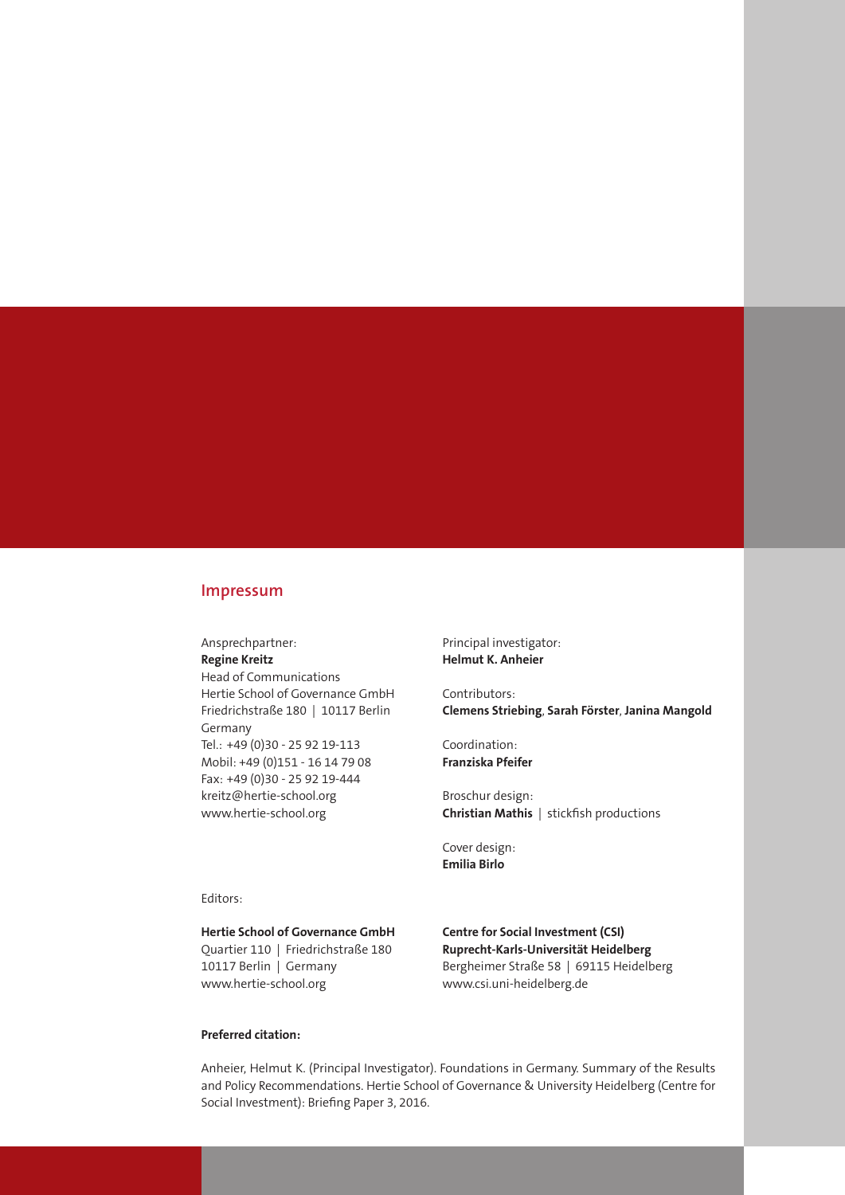## Impressum

Ansprechpartner:
**Regine Kreitz**
Head of Communications
Hertie School of Governance GmbH
Friedrichstraße 180 | 10117 Berlin
Germany
Tel.: +49 (0)30 - 25 92 19-113
Mobil: +49 (0)151 - 16 14 79 08
Fax: +49 (0)30 - 25 92 19-444
kreitz@hertie-school.org
www.hertie-school.org

Principal investigator:
**Helmut K. Anheier**

Contributors:
**Clemens Striebing**, **Sarah Förster**, **Janina Mangold**

Coordination:
**Franziska Pfeifer**

Broschur design:
**Christian Mathis** | stickfish productions

Cover design:
**Emilia Birlo**

Editors:

**Hertie School of Governance GmbH**
Quartier 110 | Friedrichstraße 180
10117 Berlin | Germany
www.hertie-school.org

**Centre for Social Investment (CSI)**
**Ruprecht-Karls-Universität Heidelberg**
Bergheimer Straße 58 | 69115 Heidelberg
www.csi.uni-heidelberg.de

**Preferred citation:**

Anheier, Helmut K. (Principal Investigator). Foundations in Germany. Summary of the Results and Policy Recommendations. Hertie School of Governance & University Heidelberg (Centre for Social Investment): Briefing Paper 3, 2016.